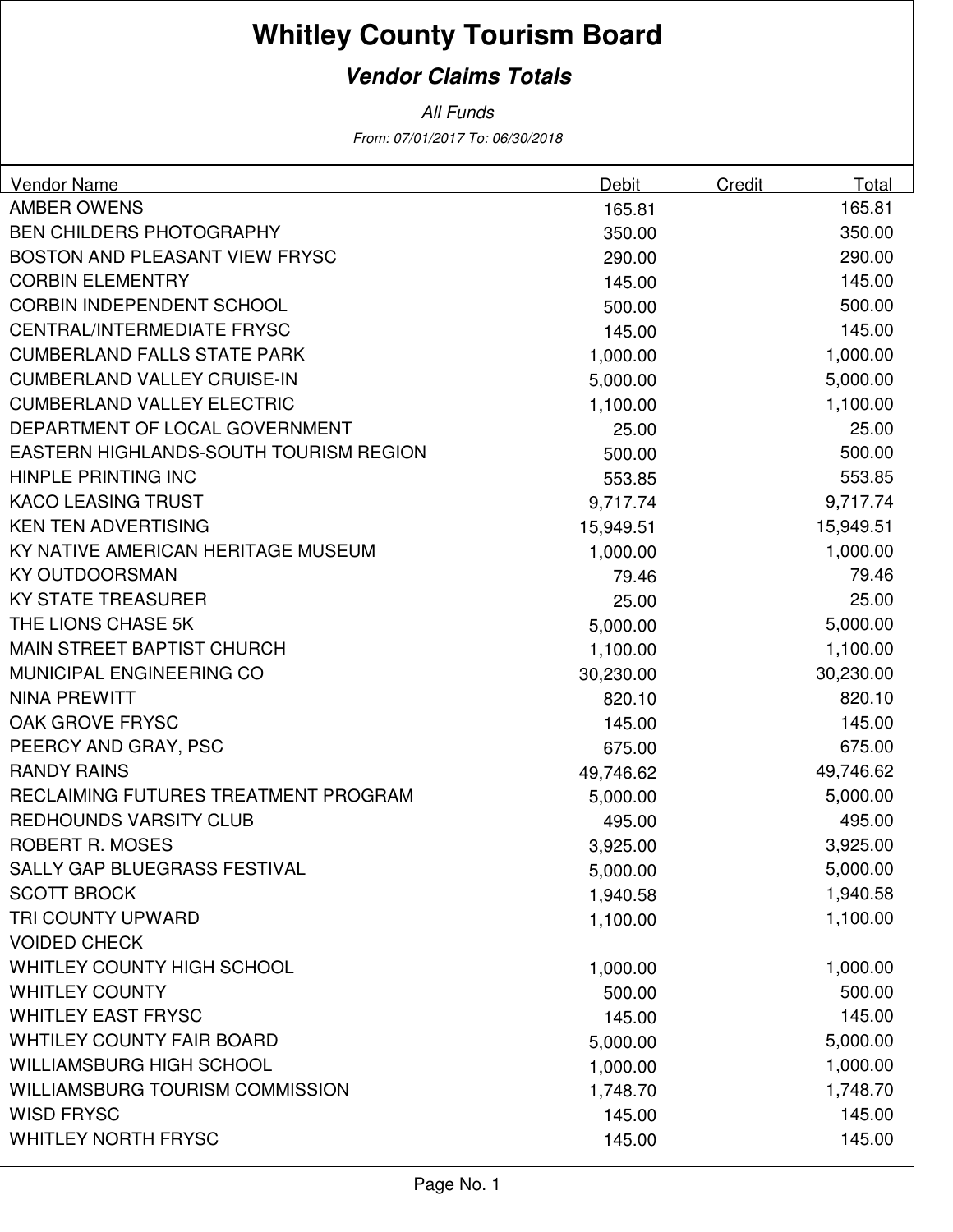# Whitley County Tourism Board

## *Vendor Claims Totals*

*All Funds*

*From: 07/01/2017 To: 06/30/2018*

| Vendor Name | Debit | Credit | Total |
|---|---|---|---|
| AMBER OWENS | 165.81 | | 165.81 |
| BEN CHILDERS PHOTOGRAPHY | 350.00 | | 350.00 |
| BOSTON AND PLEASANT VIEW FRYSC | 290.00 | | 290.00 |
| CORBIN ELEMENTRY | 145.00 | | 145.00 |
| CORBIN INDEPENDENT SCHOOL | 500.00 | | 500.00 |
| CENTRAL/INTERMEDIATE FRYSC | 145.00 | | 145.00 |
| CUMBERLAND FALLS STATE PARK | 1,000.00 | | 1,000.00 |
| CUMBERLAND VALLEY CRUISE-IN | 5,000.00 | | 5,000.00 |
| CUMBERLAND VALLEY ELECTRIC | 1,100.00 | | 1,100.00 |
| DEPARTMENT OF LOCAL GOVERNMENT | 25.00 | | 25.00 |
| EASTERN HIGHLANDS-SOUTH TOURISM REGION | 500.00 | | 500.00 |
| HINPLE PRINTING INC | 553.85 | | 553.85 |
| KACO LEASING TRUST | 9,717.74 | | 9,717.74 |
| KEN TEN ADVERTISING | 15,949.51 | | 15,949.51 |
| KY NATIVE AMERICAN HERITAGE MUSEUM | 1,000.00 | | 1,000.00 |
| KY OUTDOORSMAN | 79.46 | | 79.46 |
| KY STATE TREASURER | 25.00 | | 25.00 |
| THE LIONS CHASE 5K | 5,000.00 | | 5,000.00 |
| MAIN STREET BAPTIST CHURCH | 1,100.00 | | 1,100.00 |
| MUNICIPAL ENGINEERING CO | 30,230.00 | | 30,230.00 |
| NINA PREWITT | 820.10 | | 820.10 |
| OAK GROVE FRYSC | 145.00 | | 145.00 |
| PEERCY AND GRAY, PSC | 675.00 | | 675.00 |
| RANDY RAINS | 49,746.62 | | 49,746.62 |
| RECLAIMING FUTURES TREATMENT PROGRAM | 5,000.00 | | 5,000.00 |
| REDHOUNDS VARSITY CLUB | 495.00 | | 495.00 |
| ROBERT R. MOSES | 3,925.00 | | 3,925.00 |
| SALLY GAP BLUEGRASS FESTIVAL | 5,000.00 | | 5,000.00 |
| SCOTT BROCK | 1,940.58 | | 1,940.58 |
| TRI COUNTY UPWARD | 1,100.00 | | 1,100.00 |
| VOIDED CHECK | | | |
| WHITLEY COUNTY HIGH SCHOOL | 1,000.00 | | 1,000.00 |
| WHITLEY COUNTY | 500.00 | | 500.00 |
| WHITLEY EAST FRYSC | 145.00 | | 145.00 |
| WHTILEY COUNTY FAIR BOARD | 5,000.00 | | 5,000.00 |
| WILLIAMSBURG HIGH SCHOOL | 1,000.00 | | 1,000.00 |
| WILLIAMSBURG TOURISM COMMISSION | 1,748.70 | | 1,748.70 |
| WISD FRYSC | 145.00 | | 145.00 |
| WHITLEY NORTH FRYSC | 145.00 | | 145.00 |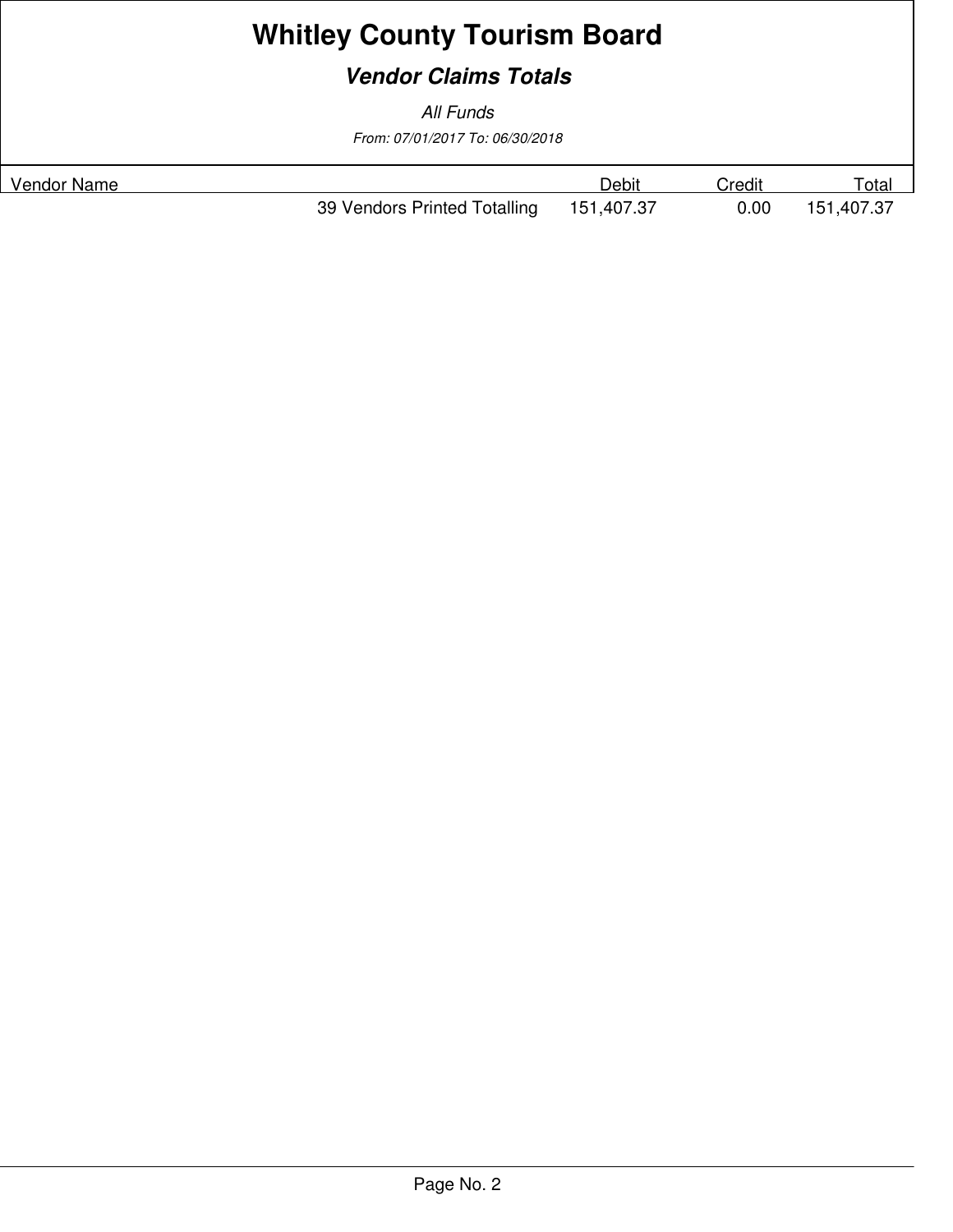# Whitley County Tourism Board

## *Vendor Claims Totals*

*All Funds*

*From: 07/01/2017 To: 06/30/2018*

| Vendor Name | | Debit | Credit | Total |
|---|---|---|---|---|
| | 39 Vendors Printed Totalling | 151,407.37 | 0.00 | 151,407.37 |